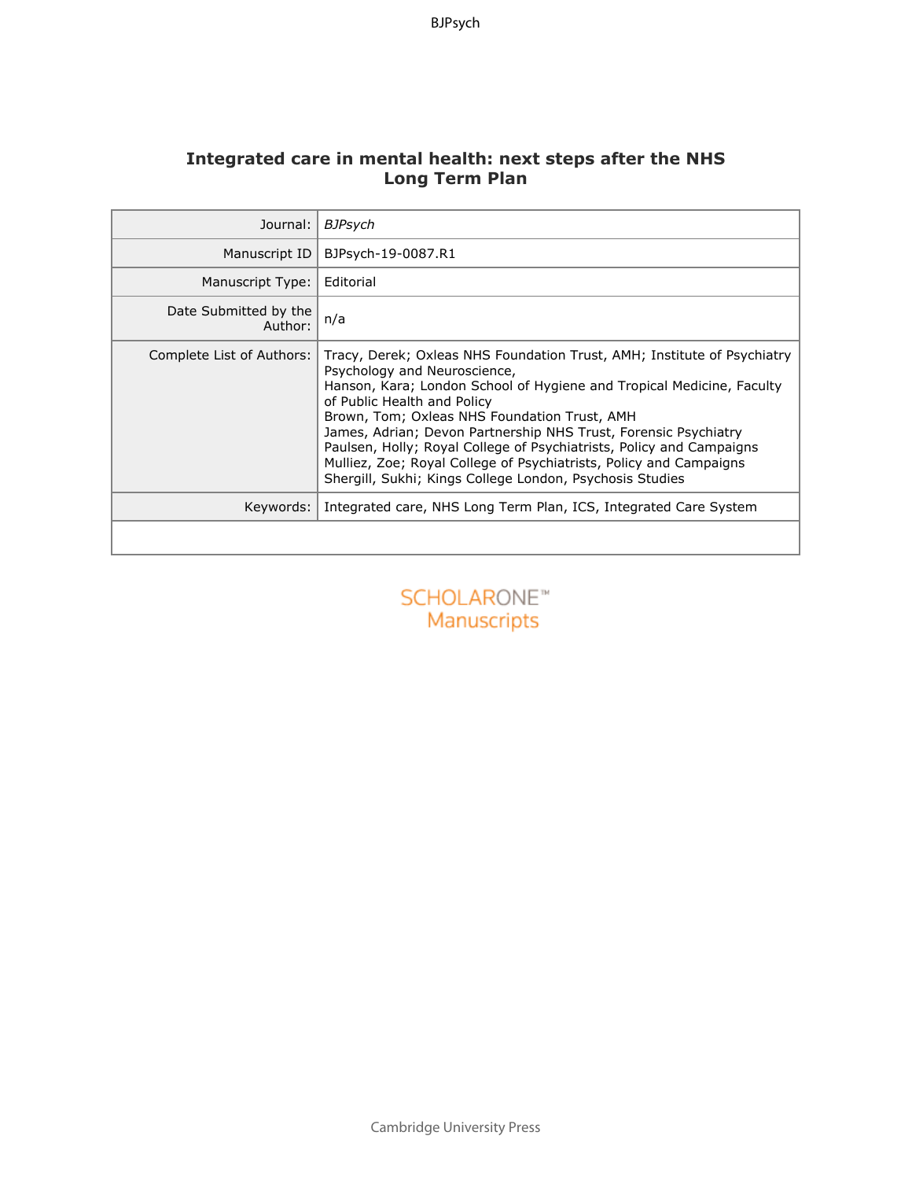# Integrated care in mental health: next steps after the NHS Long Term Plan

| | |
|---|---|
| Journal: | *BJPsych* |
| Manuscript ID | BJPsych-19-0087.R1 |
| Manuscript Type: | Editorial |
| Date Submitted by the Author: | n/a |
| Complete List of Authors: | Tracy, Derek; Oxleas NHS Foundation Trust, AMH; Institute of Psychiatry Psychology and Neuroscience, Hanson, Kara; London School of Hygiene and Tropical Medicine, Faculty of Public Health and Policy Brown, Tom; Oxleas NHS Foundation Trust, AMH James, Adrian; Devon Partnership NHS Trust, Forensic Psychiatry Paulsen, Holly; Royal College of Psychiatrists, Policy and Campaigns Mulliez, Zoe; Royal College of Psychiatrists, Policy and Campaigns Shergill, Sukhi; Kings College London, Psychosis Studies |
| Keywords: | Integrated care, NHS Long Term Plan, ICS, Integrated Care System |

SCHOLARONE™ Manuscripts

Cambridge University Press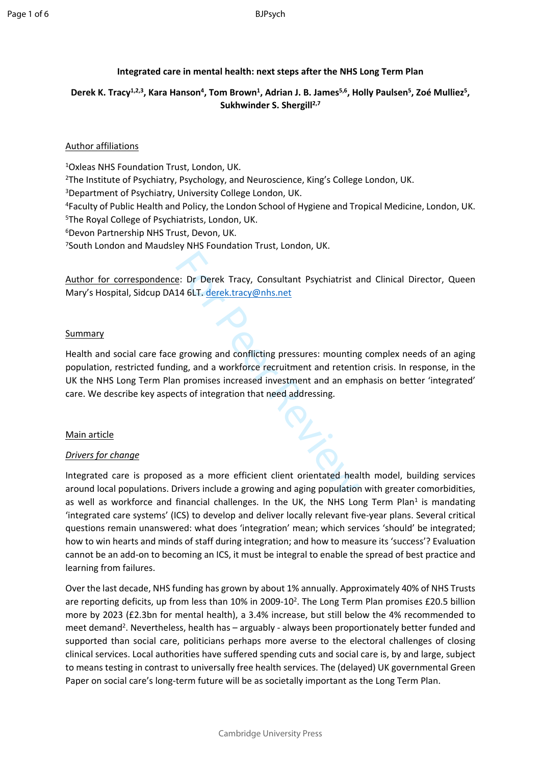**Integrated care in mental health: next steps after the NHS Long Term Plan**

**Derek K. Tracy[1,2,3], Kara Hanson[4], Tom Brown[1], Adrian J. B. James[5,6], Holly Paulsen[5], Zoé Mulliez[5], Sukhwinder S. Shergill[2,7]**

Author affiliations

[1]Oxleas NHS Foundation Trust, London, UK.
[2]The Institute of Psychiatry, Psychology, and Neuroscience, King's College London, UK.
[3]Department of Psychiatry, University College London, UK.
[4]Faculty of Public Health and Policy, the London School of Hygiene and Tropical Medicine, London, UK.
[5]The Royal College of Psychiatrists, London, UK.
[6]Devon Partnership NHS Trust, Devon, UK.
[7]South London and Maudsley NHS Foundation Trust, London, UK.

Author for correspondence: Dr Derek Tracy, Consultant Psychiatrist and Clinical Director, Queen Mary's Hospital, Sidcup DA14 6LT. derek.tracy@nhs.net

Summary

Health and social care face growing and conflicting pressures: mounting complex needs of an aging population, restricted funding, and a workforce recruitment and retention crisis. In response, in the UK the NHS Long Term Plan promises increased investment and an emphasis on better 'integrated' care. We describe key aspects of integration that need addressing.

Main article

*Drivers for change*

Integrated care is proposed as a more efficient client orientated health model, building services around local populations. Drivers include a growing and aging population with greater comorbidities, as well as workforce and financial challenges. In the UK, the NHS Long Term Plan[1] is mandating 'integrated care systems' (ICS) to develop and deliver locally relevant five-year plans. Several critical questions remain unanswered: what does 'integration' mean; which services 'should' be integrated; how to win hearts and minds of staff during integration; and how to measure its 'success'? Evaluation cannot be an add-on to becoming an ICS, it must be integral to enable the spread of best practice and learning from failures.

Over the last decade, NHS funding has grown by about 1% annually. Approximately 40% of NHS Trusts are reporting deficits, up from less than 10% in 2009-10[2]. The Long Term Plan promises £20.5 billion more by 2023 (£2.3bn for mental health), a 3.4% increase, but still below the 4% recommended to meet demand[2]. Nevertheless, health has – arguably - always been proportionately better funded and supported than social care, politicians perhaps more averse to the electoral challenges of closing clinical services. Local authorities have suffered spending cuts and social care is, by and large, subject to means testing in contrast to universally free health services. The (delayed) UK governmental Green Paper on social care's long-term future will be as societally important as the Long Term Plan.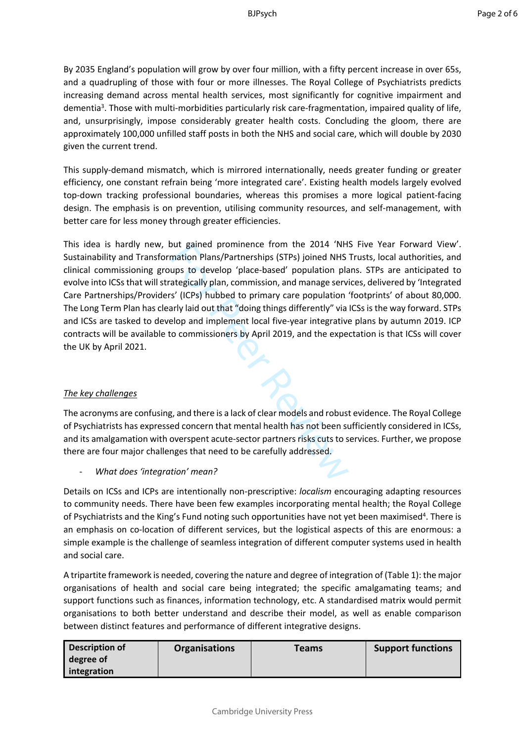By 2035 England's population will grow by over four million, with a fifty percent increase in over 65s, and a quadrupling of those with four or more illnesses. The Royal College of Psychiatrists predicts increasing demand across mental health services, most significantly for cognitive impairment and dementia[3]. Those with multi-morbidities particularly risk care-fragmentation, impaired quality of life, and, unsurprisingly, impose considerably greater health costs. Concluding the gloom, there are approximately 100,000 unfilled staff posts in both the NHS and social care, which will double by 2030 given the current trend.

This supply-demand mismatch, which is mirrored internationally, needs greater funding or greater efficiency, one constant refrain being 'more integrated care'. Existing health models largely evolved top-down tracking professional boundaries, whereas this promises a more logical patient-facing design. The emphasis is on prevention, utilising community resources, and self-management, with better care for less money through greater efficiencies.

This idea is hardly new, but gained prominence from the 2014 'NHS Five Year Forward View'. Sustainability and Transformation Plans/Partnerships (STPs) joined NHS Trusts, local authorities, and clinical commissioning groups to develop 'place-based' population plans. STPs are anticipated to evolve into ICSs that will strategically plan, commission, and manage services, delivered by 'Integrated Care Partnerships/Providers' (ICPs) hubbed to primary care population 'footprints' of about 80,000. The Long Term Plan has clearly laid out that "doing things differently" via ICSs is the way forward. STPs and ICSs are tasked to develop and implement local five-year integrative plans by autumn 2019. ICP contracts will be available to commissioners by April 2019, and the expectation is that ICSs will cover the UK by April 2021.

*The key challenges*

The acronyms are confusing, and there is a lack of clear models and robust evidence. The Royal College of Psychiatrists has expressed concern that mental health has not been sufficiently considered in ICSs, and its amalgamation with overspent acute-sector partners risks cuts to services. Further, we propose there are four major challenges that need to be carefully addressed.

- *What does 'integration' mean?*

Details on ICSs and ICPs are intentionally non-prescriptive: *localism* encouraging adapting resources to community needs. There have been few examples incorporating mental health; the Royal College of Psychiatrists and the King's Fund noting such opportunities have not yet been maximised[4]. There is an emphasis on co-location of different services, but the logistical aspects of this are enormous: a simple example is the challenge of seamless integration of different computer systems used in health and social care.

A tripartite framework is needed, covering the nature and degree of integration of (Table 1): the major organisations of health and social care being integrated; the specific amalgamating teams; and support functions such as finances, information technology, etc. A standardised matrix would permit organisations to both better understand and describe their model, as well as enable comparison between distinct features and performance of different integrative designs.

| Description of degree of integration | Organisations | Teams | Support functions |
|---|---|---|---|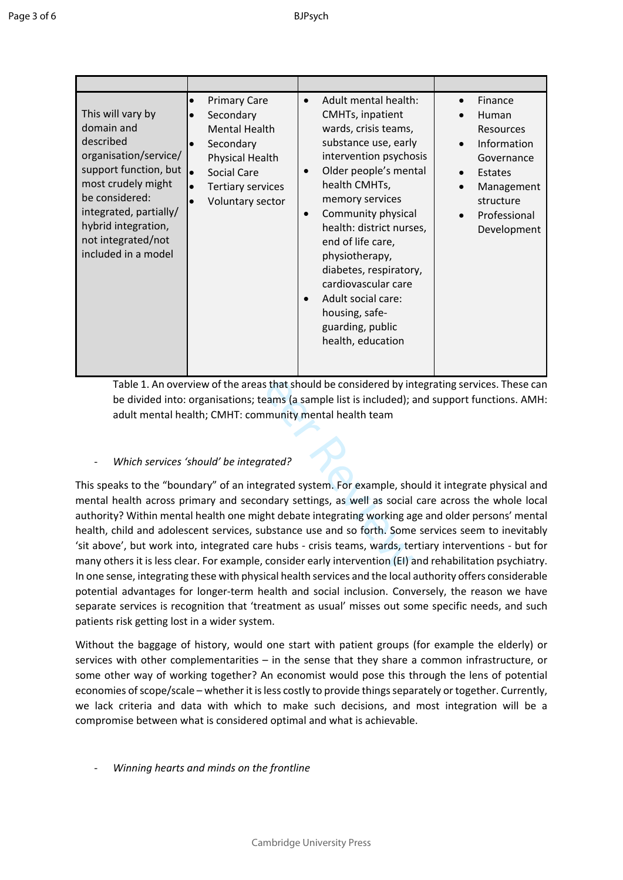| | | | |
|---|---|---|---|
| This will vary by domain and described organisation/service/ support function, but most crudely might be considered: integrated, partially/ hybrid integration, not integrated/not included in a model | • Primary Care<br>• Secondary Mental Health<br>• Secondary Physical Health<br>• Social Care<br>• Tertiary services<br>• Voluntary sector | • Adult mental health: CMHTs, inpatient wards, crisis teams, substance use, early intervention psychosis<br>• Older people's mental health CMHTs, memory services<br>• Community physical health: district nurses, end of life care, physiotherapy, diabetes, respiratory, cardiovascular care<br>• Adult social care: housing, safe-guarding, public health, education | • Finance<br>• Human Resources<br>• Information Governance<br>• Estates<br>• Management structure<br>• Professional Development |

Table 1. An overview of the areas that should be considered by integrating services. These can be divided into: organisations; teams (a sample list is included); and support functions. AMH: adult mental health; CMHT: community mental health team

- *Which services 'should' be integrated?*

This speaks to the "boundary" of an integrated system. For example, should it integrate physical and mental health across primary and secondary settings, as well as social care across the whole local authority? Within mental health one might debate integrating working age and older persons' mental health, child and adolescent services, substance use and so forth. Some services seem to inevitably 'sit above', but work into, integrated care hubs - crisis teams, wards, tertiary interventions - but for many others it is less clear. For example, consider early intervention (EI) and rehabilitation psychiatry. In one sense, integrating these with physical health services and the local authority offers considerable potential advantages for longer-term health and social inclusion. Conversely, the reason we have separate services is recognition that 'treatment as usual' misses out some specific needs, and such patients risk getting lost in a wider system.

Without the baggage of history, would one start with patient groups (for example the elderly) or services with other complementarities – in the sense that they share a common infrastructure, or some other way of working together? An economist would pose this through the lens of potential economies of scope/scale – whether it is less costly to provide things separately or together. Currently, we lack criteria and data with which to make such decisions, and most integration will be a compromise between what is considered optimal and what is achievable.

- *Winning hearts and minds on the frontline*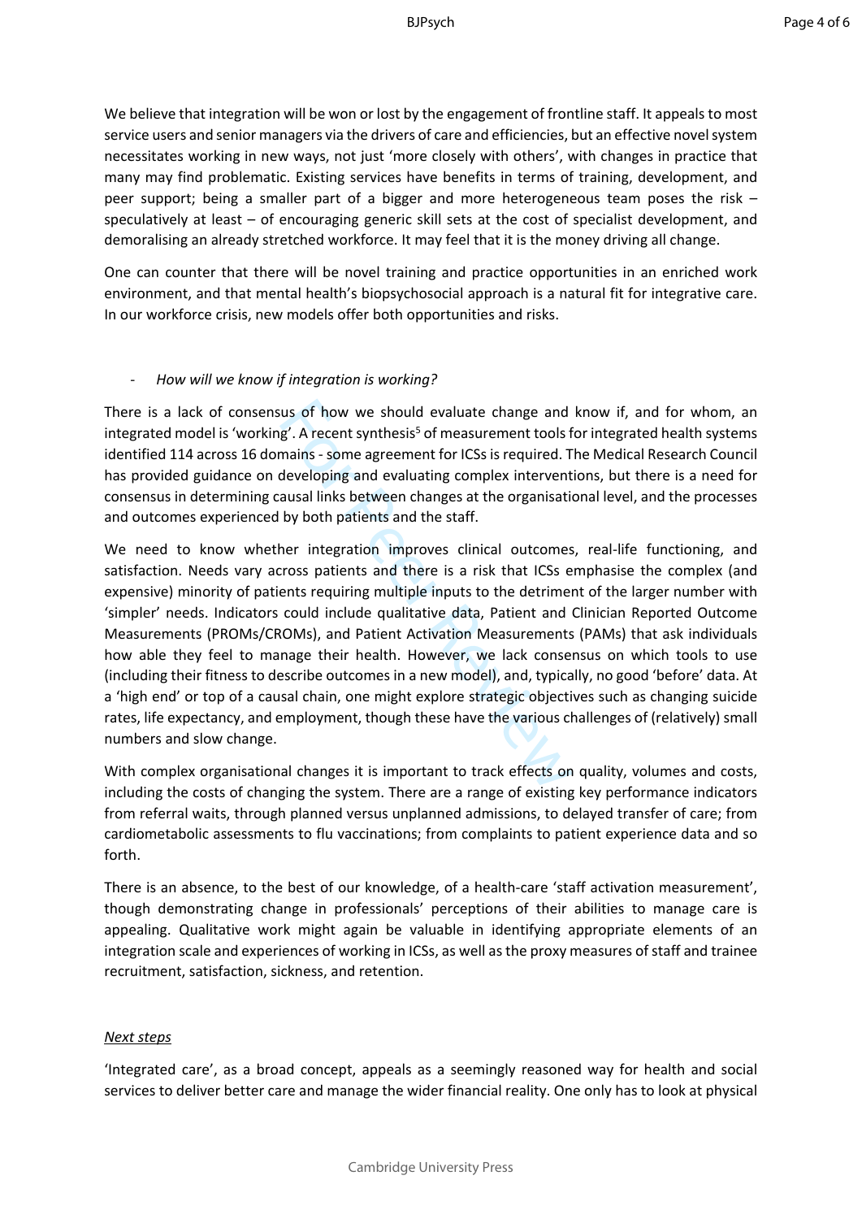We believe that integration will be won or lost by the engagement of frontline staff. It appeals to most service users and senior managers via the drivers of care and efficiencies, but an effective novel system necessitates working in new ways, not just 'more closely with others', with changes in practice that many may find problematic. Existing services have benefits in terms of training, development, and peer support; being a smaller part of a bigger and more heterogeneous team poses the risk – speculatively at least – of encouraging generic skill sets at the cost of specialist development, and demoralising an already stretched workforce. It may feel that it is the money driving all change.

One can counter that there will be novel training and practice opportunities in an enriched work environment, and that mental health's biopsychosocial approach is a natural fit for integrative care. In our workforce crisis, new models offer both opportunities and risks.

- *How will we know if integration is working?*

There is a lack of consensus of how we should evaluate change and know if, and for whom, an integrated model is 'working'. A recent synthesis[5] of measurement tools for integrated health systems identified 114 across 16 domains - some agreement for ICSs is required. The Medical Research Council has provided guidance on developing and evaluating complex interventions, but there is a need for consensus in determining causal links between changes at the organisational level, and the processes and outcomes experienced by both patients and the staff.

We need to know whether integration improves clinical outcomes, real-life functioning, and satisfaction. Needs vary across patients and there is a risk that ICSs emphasise the complex (and expensive) minority of patients requiring multiple inputs to the detriment of the larger number with 'simpler' needs. Indicators could include qualitative data, Patient and Clinician Reported Outcome Measurements (PROMs/CROMs), and Patient Activation Measurements (PAMs) that ask individuals how able they feel to manage their health. However, we lack consensus on which tools to use (including their fitness to describe outcomes in a new model), and, typically, no good 'before' data. At a 'high end' or top of a causal chain, one might explore strategic objectives such as changing suicide rates, life expectancy, and employment, though these have the various challenges of (relatively) small numbers and slow change.

With complex organisational changes it is important to track effects on quality, volumes and costs, including the costs of changing the system. There are a range of existing key performance indicators from referral waits, through planned versus unplanned admissions, to delayed transfer of care; from cardiometabolic assessments to flu vaccinations; from complaints to patient experience data and so forth.

There is an absence, to the best of our knowledge, of a health-care 'staff activation measurement', though demonstrating change in professionals' perceptions of their abilities to manage care is appealing. Qualitative work might again be valuable in identifying appropriate elements of an integration scale and experiences of working in ICSs, as well as the proxy measures of staff and trainee recruitment, satisfaction, sickness, and retention.

<u>*Next steps*</u>

'Integrated care', as a broad concept, appeals as a seemingly reasoned way for health and social services to deliver better care and manage the wider financial reality. One only has to look at physical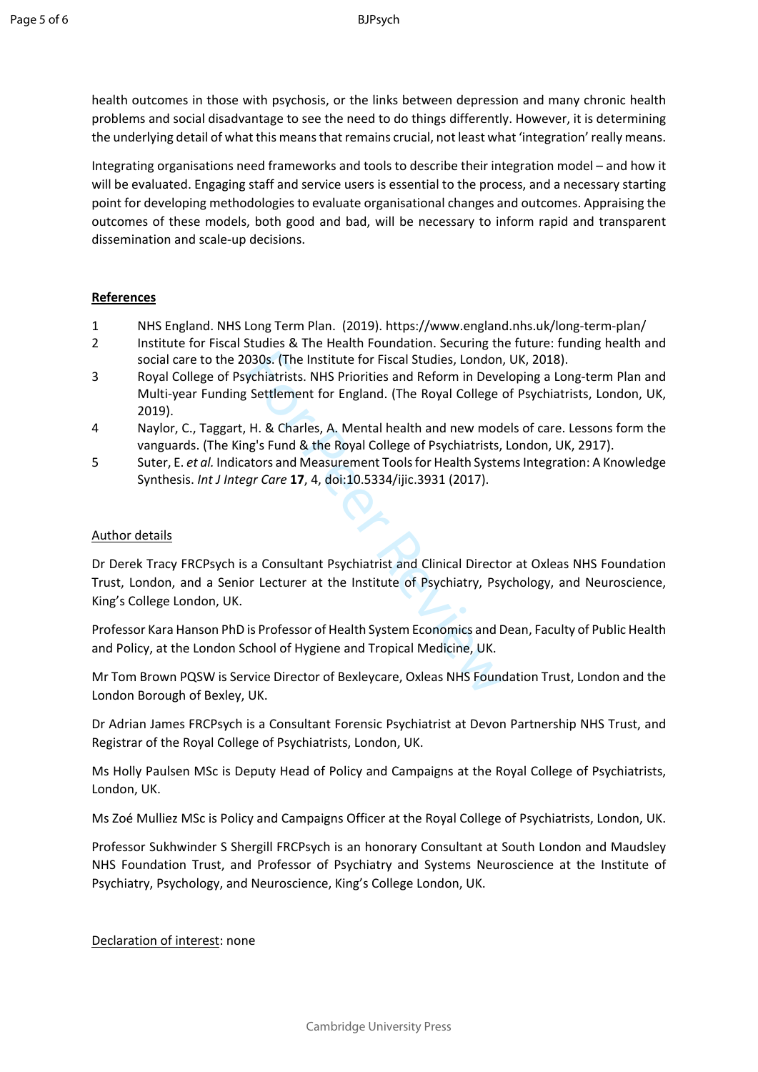health outcomes in those with psychosis, or the links between depression and many chronic health problems and social disadvantage to see the need to do things differently. However, it is determining the underlying detail of what this means that remains crucial, not least what 'integration' really means.

Integrating organisations need frameworks and tools to describe their integration model – and how it will be evaluated. Engaging staff and service users is essential to the process, and a necessary starting point for developing methodologies to evaluate organisational changes and outcomes. Appraising the outcomes of these models, both good and bad, will be necessary to inform rapid and transparent dissemination and scale-up decisions.

## References

1 NHS England. NHS Long Term Plan. (2019). https://www.england.nhs.uk/long-term-plan/

2 Institute for Fiscal Studies & The Health Foundation. Securing the future: funding health and social care to the 2030s. (The Institute for Fiscal Studies, London, UK, 2018).

3 Royal College of Psychiatrists. NHS Priorities and Reform in Developing a Long-term Plan and Multi-year Funding Settlement for England. (The Royal College of Psychiatrists, London, UK, 2019).

4 Naylor, C., Taggart, H. & Charles, A. Mental health and new models of care. Lessons form the vanguards. (The King's Fund & the Royal College of Psychiatrists, London, UK, 2917).

5 Suter, E. *et al.* Indicators and Measurement Tools for Health Systems Integration: A Knowledge Synthesis. *Int J Integr Care* **17**, 4, doi:10.5334/ijic.3931 (2017).

Author details

Dr Derek Tracy FRCPsych is a Consultant Psychiatrist and Clinical Director at Oxleas NHS Foundation Trust, London, and a Senior Lecturer at the Institute of Psychiatry, Psychology, and Neuroscience, King's College London, UK.

Professor Kara Hanson PhD is Professor of Health System Economics and Dean, Faculty of Public Health and Policy, at the London School of Hygiene and Tropical Medicine, UK.

Mr Tom Brown PQSW is Service Director of Bexleycare, Oxleas NHS Foundation Trust, London and the London Borough of Bexley, UK.

Dr Adrian James FRCPsych is a Consultant Forensic Psychiatrist at Devon Partnership NHS Trust, and Registrar of the Royal College of Psychiatrists, London, UK.

Ms Holly Paulsen MSc is Deputy Head of Policy and Campaigns at the Royal College of Psychiatrists, London, UK.

Ms Zoé Mulliez MSc is Policy and Campaigns Officer at the Royal College of Psychiatrists, London, UK.

Professor Sukhwinder S Shergill FRCPsych is an honorary Consultant at South London and Maudsley NHS Foundation Trust, and Professor of Psychiatry and Systems Neuroscience at the Institute of Psychiatry, Psychology, and Neuroscience, King's College London, UK.

Declaration of interest: none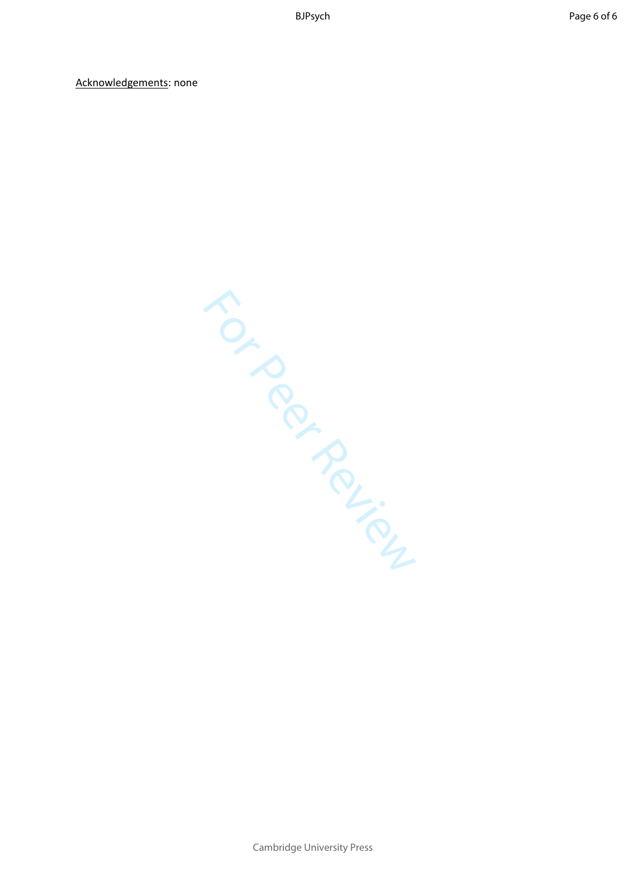Acknowledgements: none